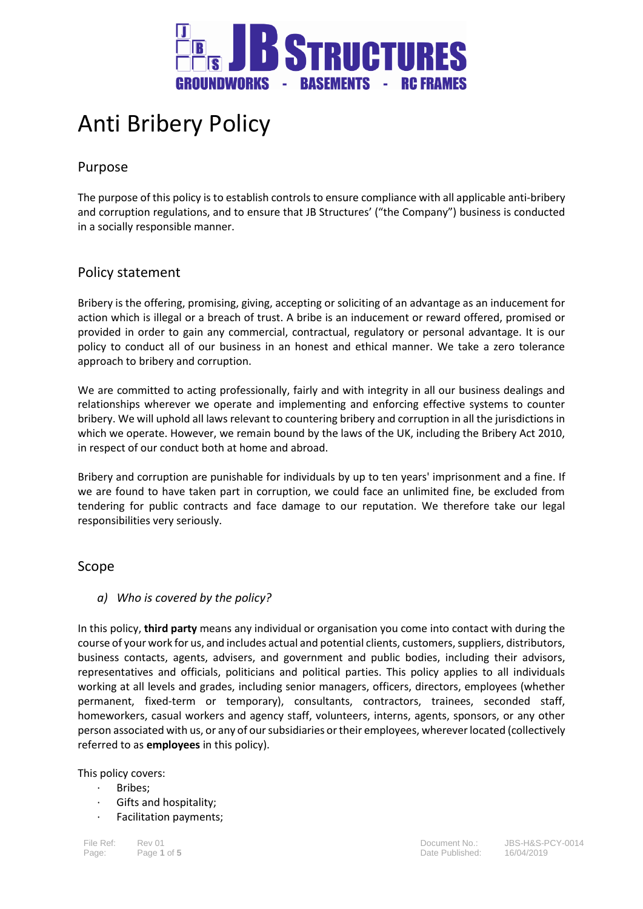# Anti Bribery Policy

## Purpose

The purpose of this policy is to establish controls to ensure compliance with all applicable anti-bribery and corruption regulations, and to ensure that JB Structures' ("the Company") business is conducted in a socially responsible manner.

## Policy statement

Bribery is the offering, promising, giving, accepting or soliciting of an advantage as an inducement for action which is illegal or a breach of trust. A bribe is an inducement or reward offered, promised or provided in order to gain any commercial, contractual, regulatory or personal advantage. It is our policy to conduct all of our business in an honest and ethical manner. We take a zero tolerance approach to bribery and corruption.

We are committed to acting professionally, fairly and with integrity in all our business dealings and relationships wherever we operate and implementing and enforcing effective systems to counter bribery. We will uphold all laws relevant to countering bribery and corruption in all the jurisdictions in which we operate. However, we remain bound by the laws of the UK, including the Bribery Act 2010, in respect of our conduct both at home and abroad.

Bribery and corruption are punishable for individuals by up to ten years' imprisonment and a fine. If we are found to have taken part in corruption, we could face an unlimited fine, be excluded from tendering for public contracts and face damage to our reputation. We therefore take our legal responsibilities very seriously.

## Scope

*a) Who is covered by the policy?*

In this policy, **third party** means any individual or organisation you come into contact with during the course of your work for us, and includes actual and potential clients, customers, suppliers, distributors, business contacts, agents, advisers, and government and public bodies, including their advisors, representatives and officials, politicians and political parties. This policy applies to all individuals working at all levels and grades, including senior managers, officers, directors, employees (whether permanent, fixed-term or temporary), consultants, contractors, trainees, seconded staff, homeworkers, casual workers and agency staff, volunteers, interns, agents, sponsors, or any other person associated with us, or any of our subsidiaries or their employees, wherever located (collectively referred to as **employees** in this policy).

This policy covers:

- Bribes;
- Gifts and hospitality;
- Facilitation payments;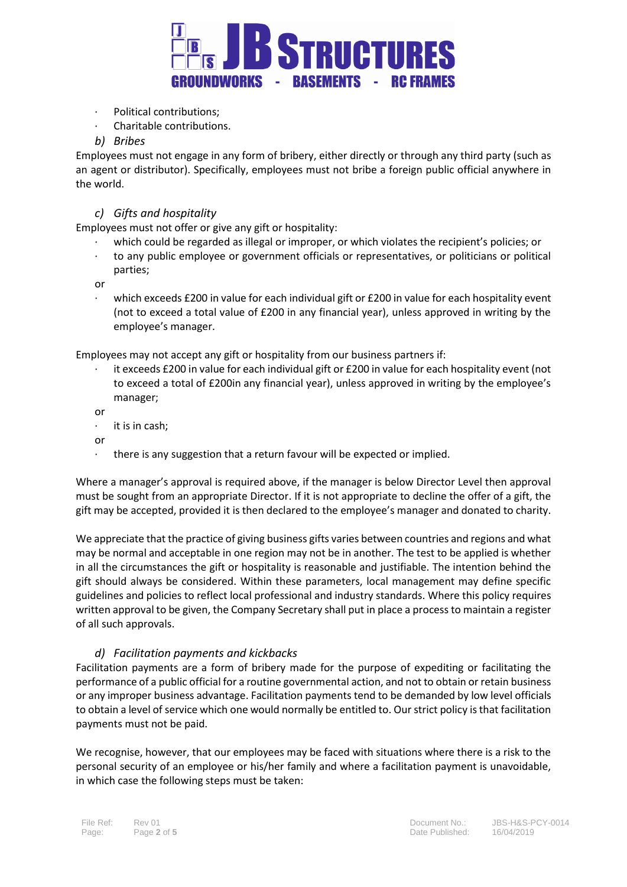- Political contributions;
- Charitable contributions.

*b) Bribes*

Employees must not engage in any form of bribery, either directly or through any third party (such as an agent or distributor). Specifically, employees must not bribe a foreign public official anywhere in the world.

*c) Gifts and hospitality*

Employees must not offer or give any gift or hospitality:

- which could be regarded as illegal or improper, or which violates the recipient's policies; or
- to any public employee or government officials or representatives, or politicians or political parties;

or

- which exceeds £200 in value for each individual gift or £200 in value for each hospitality event (not to exceed a total value of £200 in any financial year), unless approved in writing by the employee's manager.

Employees may not accept any gift or hospitality from our business partners if:

- it exceeds £200 in value for each individual gift or £200 in value for each hospitality event (not to exceed a total of £200in any financial year), unless approved in writing by the employee's manager;

or

- it is in cash;

or

- there is any suggestion that a return favour will be expected or implied.

Where a manager's approval is required above, if the manager is below Director Level then approval must be sought from an appropriate Director. If it is not appropriate to decline the offer of a gift, the gift may be accepted, provided it is then declared to the employee's manager and donated to charity.

We appreciate that the practice of giving business gifts varies between countries and regions and what may be normal and acceptable in one region may not be in another. The test to be applied is whether in all the circumstances the gift or hospitality is reasonable and justifiable. The intention behind the gift should always be considered. Within these parameters, local management may define specific guidelines and policies to reflect local professional and industry standards. Where this policy requires written approval to be given, the Company Secretary shall put in place a process to maintain a register of all such approvals.

*d) Facilitation payments and kickbacks*

Facilitation payments are a form of bribery made for the purpose of expediting or facilitating the performance of a public official for a routine governmental action, and not to obtain or retain business or any improper business advantage. Facilitation payments tend to be demanded by low level officials to obtain a level of service which one would normally be entitled to. Our strict policy is that facilitation payments must not be paid.

We recognise, however, that our employees may be faced with situations where there is a risk to the personal security of an employee or his/her family and where a facilitation payment is unavoidable, in which case the following steps must be taken: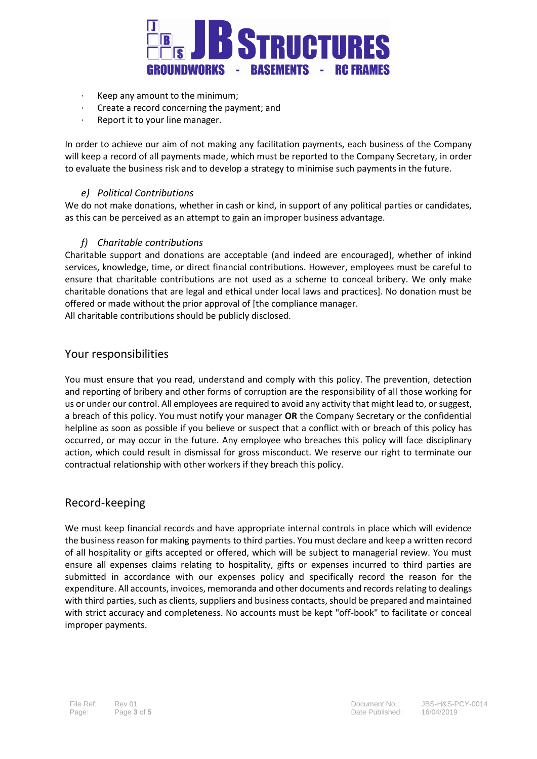- Keep any amount to the minimum;
- Create a record concerning the payment; and
- Report it to your line manager.

In order to achieve our aim of not making any facilitation payments, each business of the Company will keep a record of all payments made, which must be reported to the Company Secretary, in order to evaluate the business risk and to develop a strategy to minimise such payments in the future.

### *e) Political Contributions*

We do not make donations, whether in cash or kind, in support of any political parties or candidates, as this can be perceived as an attempt to gain an improper business advantage.

### *f) Charitable contributions*

Charitable support and donations are acceptable (and indeed are encouraged), whether of inkind services, knowledge, time, or direct financial contributions. However, employees must be careful to ensure that charitable contributions are not used as a scheme to conceal bribery. We only make charitable donations that are legal and ethical under local laws and practices]. No donation must be offered or made without the prior approval of [the compliance manager.
All charitable contributions should be publicly disclosed.

## Your responsibilities

You must ensure that you read, understand and comply with this policy. The prevention, detection and reporting of bribery and other forms of corruption are the responsibility of all those working for us or under our control. All employees are required to avoid any activity that might lead to, or suggest, a breach of this policy. You must notify your manager **OR** the Company Secretary or the confidential helpline as soon as possible if you believe or suspect that a conflict with or breach of this policy has occurred, or may occur in the future. Any employee who breaches this policy will face disciplinary action, which could result in dismissal for gross misconduct. We reserve our right to terminate our contractual relationship with other workers if they breach this policy.

## Record-keeping

We must keep financial records and have appropriate internal controls in place which will evidence the business reason for making payments to third parties. You must declare and keep a written record of all hospitality or gifts accepted or offered, which will be subject to managerial review. You must ensure all expenses claims relating to hospitality, gifts or expenses incurred to third parties are submitted in accordance with our expenses policy and specifically record the reason for the expenditure. All accounts, invoices, memoranda and other documents and records relating to dealings with third parties, such as clients, suppliers and business contacts, should be prepared and maintained with strict accuracy and completeness. No accounts must be kept "off-book" to facilitate or conceal improper payments.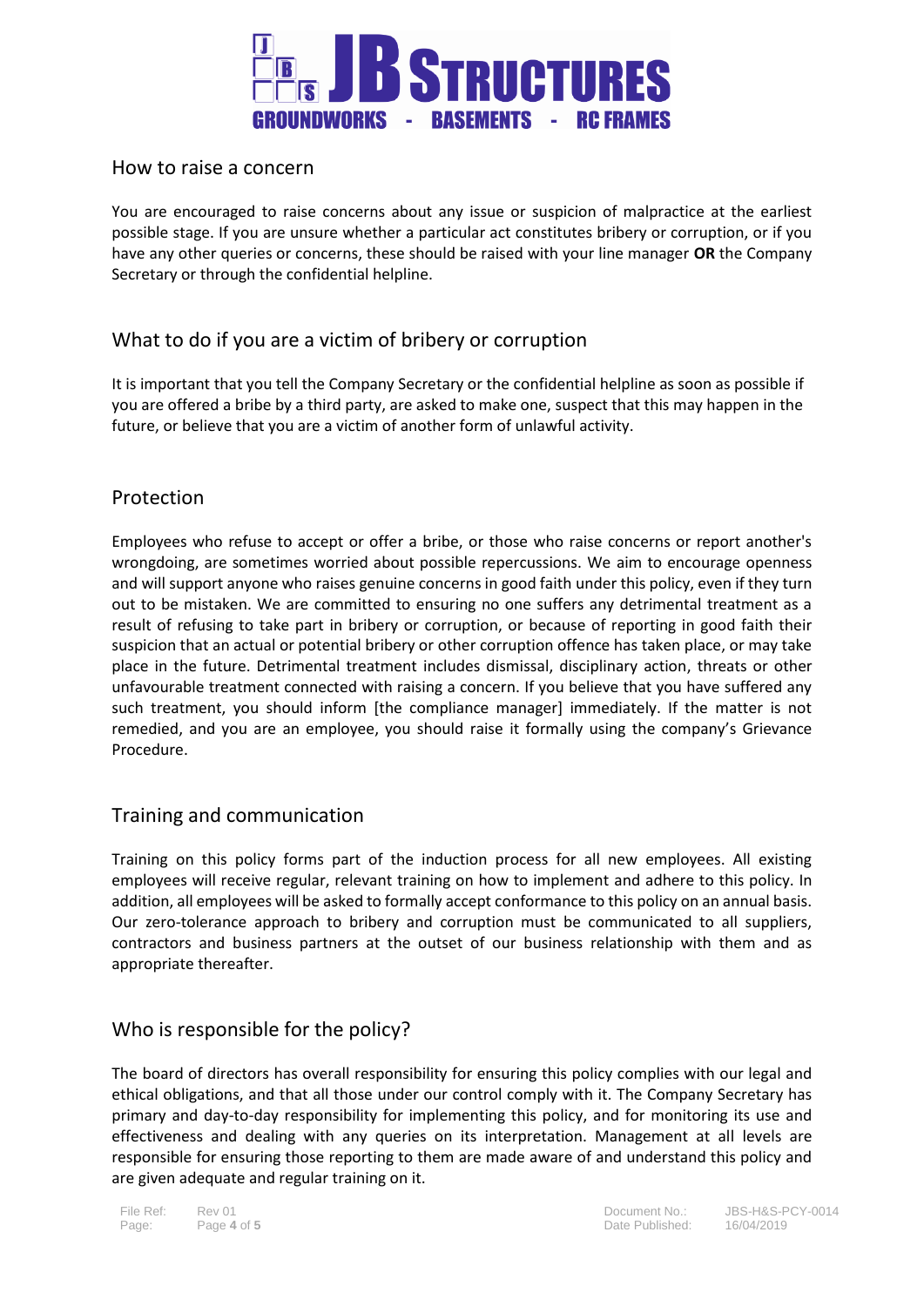## How to raise a concern

You are encouraged to raise concerns about any issue or suspicion of malpractice at the earliest possible stage. If you are unsure whether a particular act constitutes bribery or corruption, or if you have any other queries or concerns, these should be raised with your line manager **OR** the Company Secretary or through the confidential helpline.

## What to do if you are a victim of bribery or corruption

It is important that you tell the Company Secretary or the confidential helpline as soon as possible if you are offered a bribe by a third party, are asked to make one, suspect that this may happen in the future, or believe that you are a victim of another form of unlawful activity.

## Protection

Employees who refuse to accept or offer a bribe, or those who raise concerns or report another's wrongdoing, are sometimes worried about possible repercussions. We aim to encourage openness and will support anyone who raises genuine concerns in good faith under this policy, even if they turn out to be mistaken. We are committed to ensuring no one suffers any detrimental treatment as a result of refusing to take part in bribery or corruption, or because of reporting in good faith their suspicion that an actual or potential bribery or other corruption offence has taken place, or may take place in the future. Detrimental treatment includes dismissal, disciplinary action, threats or other unfavourable treatment connected with raising a concern. If you believe that you have suffered any such treatment, you should inform [the compliance manager] immediately. If the matter is not remedied, and you are an employee, you should raise it formally using the company's Grievance Procedure.

## Training and communication

Training on this policy forms part of the induction process for all new employees. All existing employees will receive regular, relevant training on how to implement and adhere to this policy. In addition, all employees will be asked to formally accept conformance to this policy on an annual basis. Our zero-tolerance approach to bribery and corruption must be communicated to all suppliers, contractors and business partners at the outset of our business relationship with them and as appropriate thereafter.

## Who is responsible for the policy?

The board of directors has overall responsibility for ensuring this policy complies with our legal and ethical obligations, and that all those under our control comply with it. The Company Secretary has primary and day-to-day responsibility for implementing this policy, and for monitoring its use and effectiveness and dealing with any queries on its interpretation. Management at all levels are responsible for ensuring those reporting to them are made aware of and understand this policy and are given adequate and regular training on it.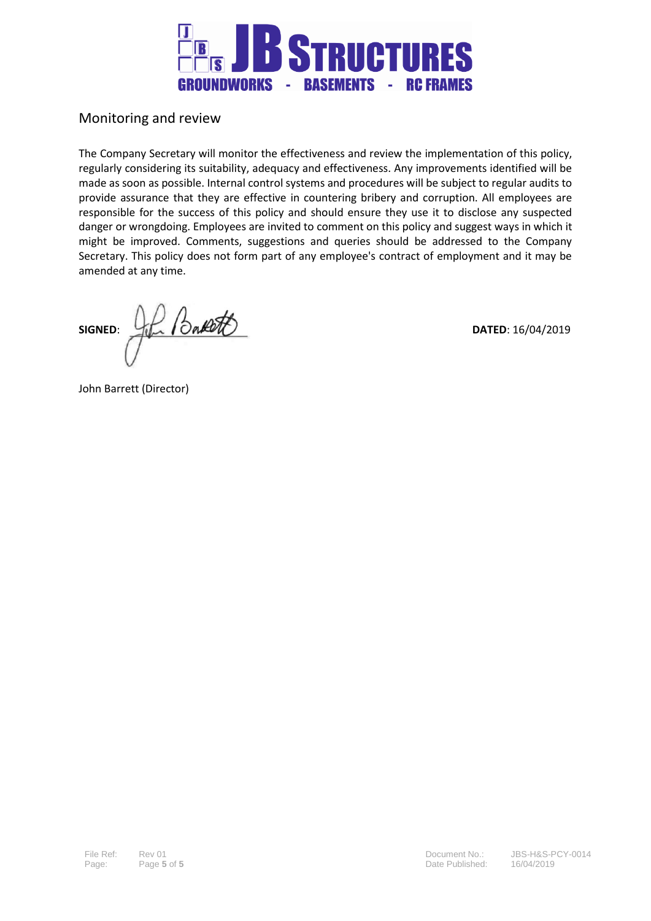## Monitoring and review

The Company Secretary will monitor the effectiveness and review the implementation of this policy, regularly considering its suitability, adequacy and effectiveness. Any improvements identified will be made as soon as possible. Internal control systems and procedures will be subject to regular audits to provide assurance that they are effective in countering bribery and corruption. All employees are responsible for the success of this policy and should ensure they use it to disclose any suspected danger or wrongdoing. Employees are invited to comment on this policy and suggest ways in which it might be improved. Comments, suggestions and queries should be addressed to the Company Secretary. This policy does not form part of any employee's contract of employment and it may be amended at any time.

**SIGNED**: **DATED**: 16/04/2019

John Barrett (Director)